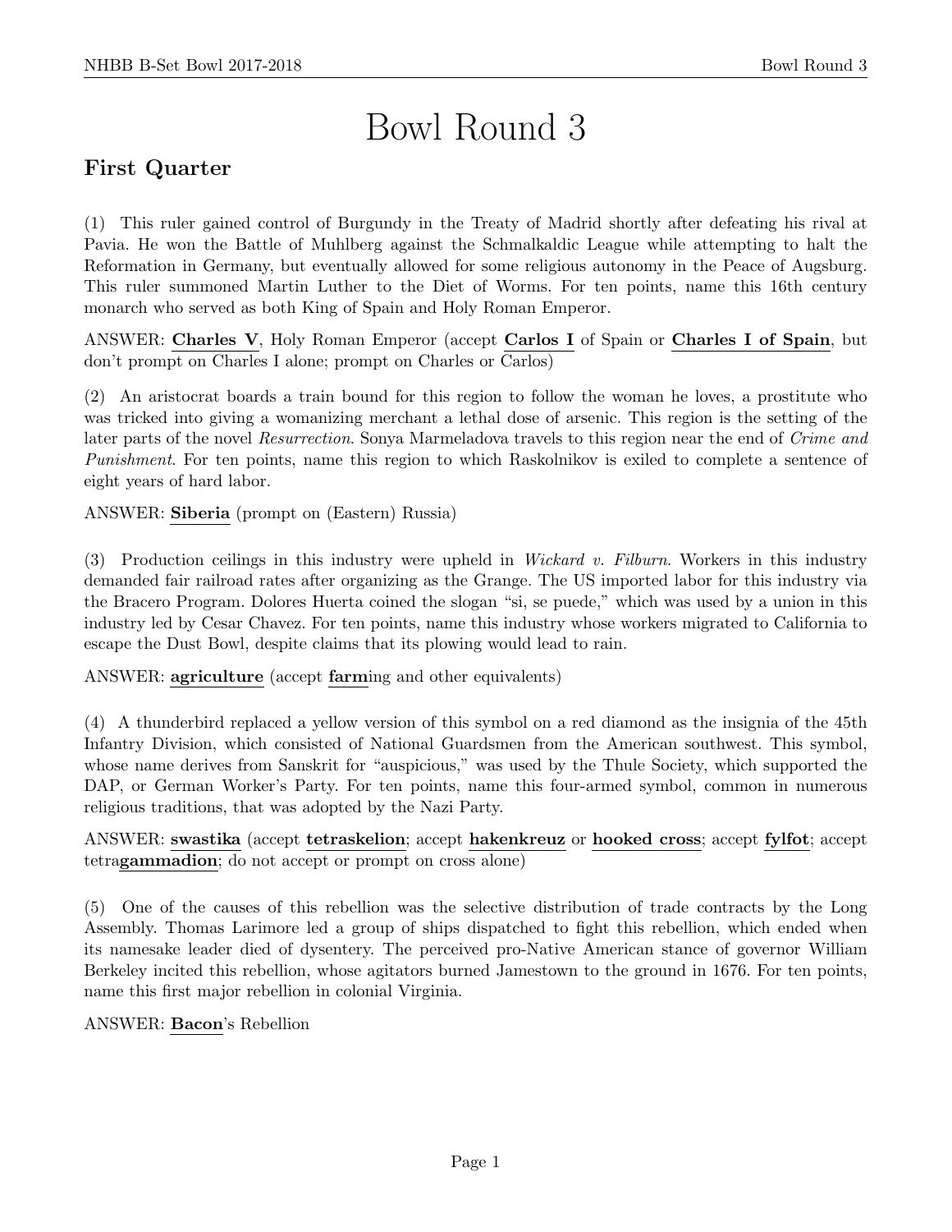# Bowl Round 3

## First Quarter

(1) This ruler gained control of Burgundy in the Treaty of Madrid shortly after defeating his rival at Pavia. He won the Battle of Muhlberg against the Schmalkaldic League while attempting to halt the Reformation in Germany, but eventually allowed for some religious autonomy in the Peace of Augsburg. This ruler summoned Martin Luther to the Diet of Worms. For ten points, name this 16th century monarch who served as both King of Spain and Holy Roman Emperor.

ANSWER: **Charles V**, Holy Roman Emperor (accept **Carlos I** of Spain or **Charles I of Spain**, but don't prompt on Charles I alone; prompt on Charles or Carlos)

(2) An aristocrat boards a train bound for this region to follow the woman he loves, a prostitute who was tricked into giving a womanizing merchant a lethal dose of arsenic. This region is the setting of the later parts of the novel *Resurrection*. Sonya Marmeladova travels to this region near the end of *Crime and Punishment*. For ten points, name this region to which Raskolnikov is exiled to complete a sentence of eight years of hard labor.

ANSWER: **Siberia** (prompt on (Eastern) Russia)

(3) Production ceilings in this industry were upheld in *Wickard v. Filburn*. Workers in this industry demanded fair railroad rates after organizing as the Grange. The US imported labor for this industry via the Bracero Program. Dolores Huerta coined the slogan "si, se puede," which was used by a union in this industry led by Cesar Chavez. For ten points, name this industry whose workers migrated to California to escape the Dust Bowl, despite claims that its plowing would lead to rain.

ANSWER: **agriculture** (accept **farm**ing and other equivalents)

(4) A thunderbird replaced a yellow version of this symbol on a red diamond as the insignia of the 45th Infantry Division, which consisted of National Guardsmen from the American southwest. This symbol, whose name derives from Sanskrit for "auspicious," was used by the Thule Society, which supported the DAP, or German Worker's Party. For ten points, name this four-armed symbol, common in numerous religious traditions, that was adopted by the Nazi Party.

ANSWER: **swastika** (accept **tetraskelion**; accept **hakenkreuz** or **hooked cross**; accept **fylfot**; accept tetra**gammadion**; do not accept or prompt on cross alone)

(5) One of the causes of this rebellion was the selective distribution of trade contracts by the Long Assembly. Thomas Larimore led a group of ships dispatched to fight this rebellion, which ended when its namesake leader died of dysentery. The perceived pro-Native American stance of governor William Berkeley incited this rebellion, whose agitators burned Jamestown to the ground in 1676. For ten points, name this first major rebellion in colonial Virginia.

ANSWER: **Bacon**'s Rebellion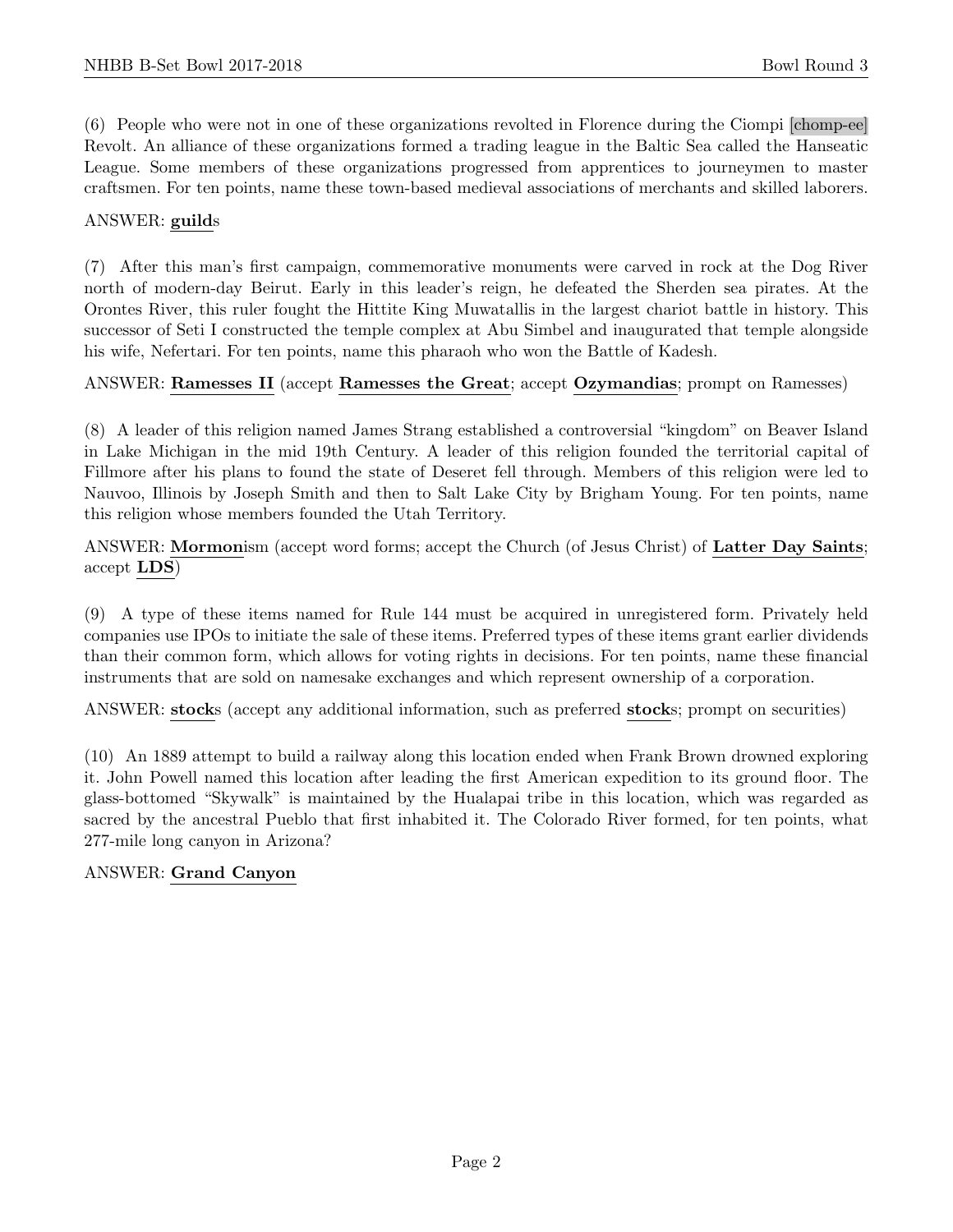(6) People who were not in one of these organizations revolted in Florence during the Ciompi [chomp-ee] Revolt. An alliance of these organizations formed a trading league in the Baltic Sea called the Hanseatic League. Some members of these organizations progressed from apprentices to journeymen to master craftsmen. For ten points, name these town-based medieval associations of merchants and skilled laborers.

ANSWER: **guild**s

(7) After this man's first campaign, commemorative monuments were carved in rock at the Dog River north of modern-day Beirut. Early in this leader's reign, he defeated the Sherden sea pirates. At the Orontes River, this ruler fought the Hittite King Muwatallis in the largest chariot battle in history. This successor of Seti I constructed the temple complex at Abu Simbel and inaugurated that temple alongside his wife, Nefertari. For ten points, name this pharaoh who won the Battle of Kadesh.

ANSWER: **Ramesses II** (accept **Ramesses the Great**; accept **Ozymandias**; prompt on Ramesses)

(8) A leader of this religion named James Strang established a controversial "kingdom" on Beaver Island in Lake Michigan in the mid 19th Century. A leader of this religion founded the territorial capital of Fillmore after his plans to found the state of Deseret fell through. Members of this religion were led to Nauvoo, Illinois by Joseph Smith and then to Salt Lake City by Brigham Young. For ten points, name this religion whose members founded the Utah Territory.

ANSWER: **Mormon**ism (accept word forms; accept the Church (of Jesus Christ) of **Latter Day Saints**; accept **LDS**)

(9) A type of these items named for Rule 144 must be acquired in unregistered form. Privately held companies use IPOs to initiate the sale of these items. Preferred types of these items grant earlier dividends than their common form, which allows for voting rights in decisions. For ten points, name these financial instruments that are sold on namesake exchanges and which represent ownership of a corporation.

ANSWER: **stock**s (accept any additional information, such as preferred **stock**s; prompt on securities)

(10) An 1889 attempt to build a railway along this location ended when Frank Brown drowned exploring it. John Powell named this location after leading the first American expedition to its ground floor. The glass-bottomed "Skywalk" is maintained by the Hualapai tribe in this location, which was regarded as sacred by the ancestral Pueblo that first inhabited it. The Colorado River formed, for ten points, what 277-mile long canyon in Arizona?

ANSWER: **Grand Canyon**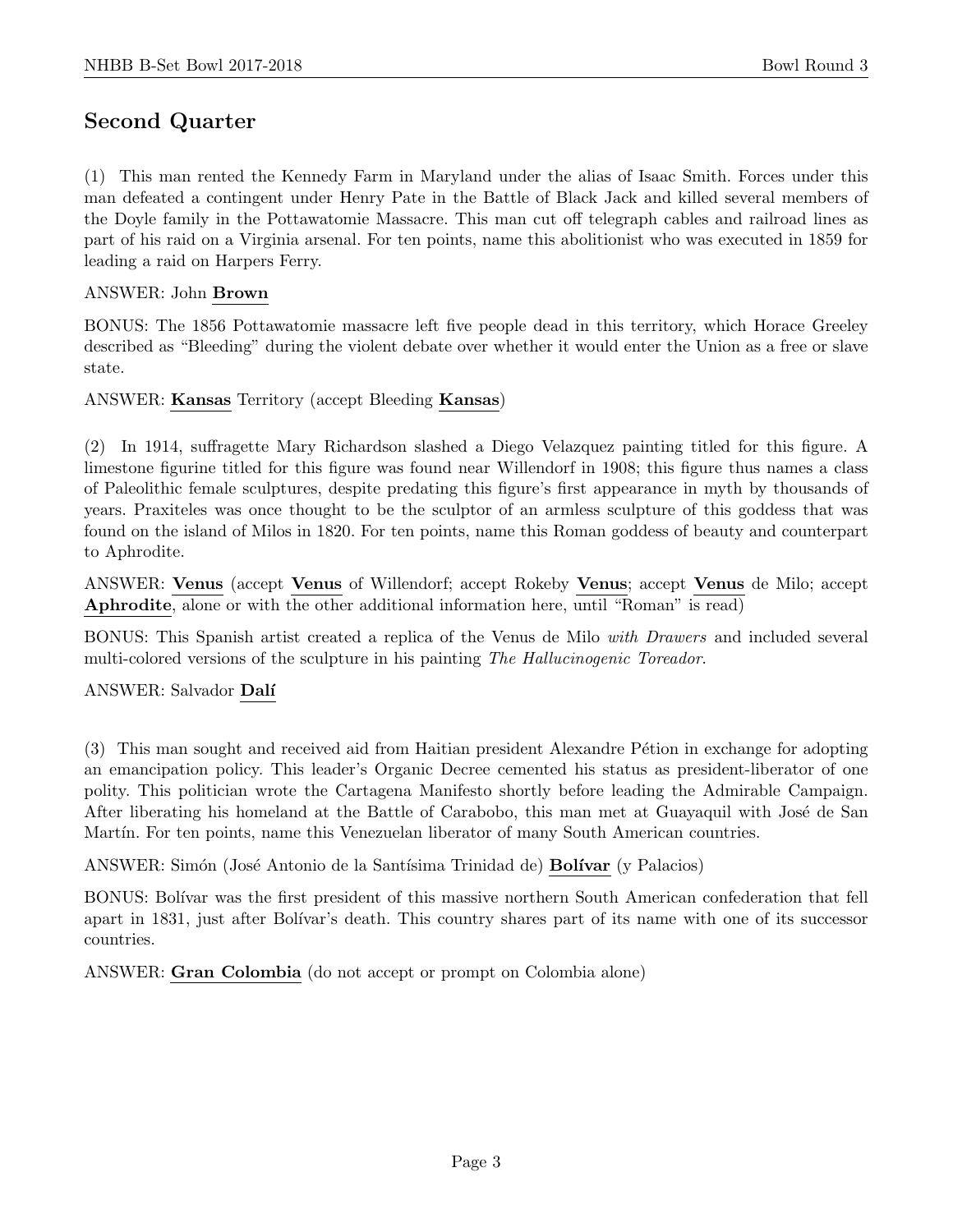## Second Quarter

(1) This man rented the Kennedy Farm in Maryland under the alias of Isaac Smith. Forces under this man defeated a contingent under Henry Pate in the Battle of Black Jack and killed several members of the Doyle family in the Pottawatomie Massacre. This man cut off telegraph cables and railroad lines as part of his raid on a Virginia arsenal. For ten points, name this abolitionist who was executed in 1859 for leading a raid on Harpers Ferry.

ANSWER: John **Brown**

BONUS: The 1856 Pottawatomie massacre left five people dead in this territory, which Horace Greeley described as "Bleeding" during the violent debate over whether it would enter the Union as a free or slave state.

ANSWER: **Kansas** Territory (accept Bleeding **Kansas**)

(2) In 1914, suffragette Mary Richardson slashed a Diego Velazquez painting titled for this figure. A limestone figurine titled for this figure was found near Willendorf in 1908; this figure thus names a class of Paleolithic female sculptures, despite predating this figure's first appearance in myth by thousands of years. Praxiteles was once thought to be the sculptor of an armless sculpture of this goddess that was found on the island of Milos in 1820. For ten points, name this Roman goddess of beauty and counterpart to Aphrodite.

ANSWER: **Venus** (accept **Venus** of Willendorf; accept Rokeby **Venus**; accept **Venus** de Milo; accept **Aphrodite**, alone or with the other additional information here, until "Roman" is read)

BONUS: This Spanish artist created a replica of the Venus de Milo *with Drawers* and included several multi-colored versions of the sculpture in his painting *The Hallucinogenic Toreador*.

ANSWER: Salvador **Dalí**

(3) This man sought and received aid from Haitian president Alexandre Pétion in exchange for adopting an emancipation policy. This leader's Organic Decree cemented his status as president-liberator of one polity. This politician wrote the Cartagena Manifesto shortly before leading the Admirable Campaign. After liberating his homeland at the Battle of Carabobo, this man met at Guayaquil with José de San Martín. For ten points, name this Venezuelan liberator of many South American countries.

ANSWER: Simón (José Antonio de la Santísima Trinidad de) **Bolívar** (y Palacios)

BONUS: Bolívar was the first president of this massive northern South American confederation that fell apart in 1831, just after Bolívar's death. This country shares part of its name with one of its successor countries.

ANSWER: **Gran Colombia** (do not accept or prompt on Colombia alone)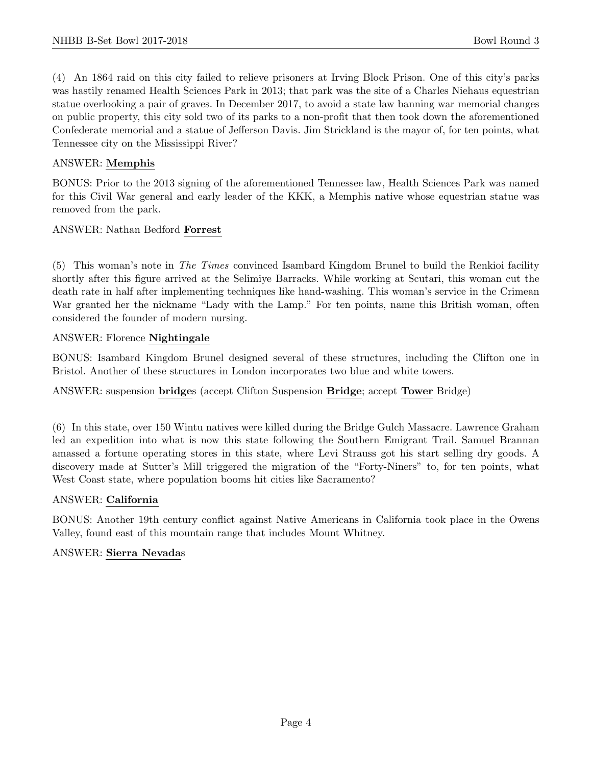(4) An 1864 raid on this city failed to relieve prisoners at Irving Block Prison. One of this city's parks was hastily renamed Health Sciences Park in 2013; that park was the site of a Charles Niehaus equestrian statue overlooking a pair of graves. In December 2017, to avoid a state law banning war memorial changes on public property, this city sold two of its parks to a non-profit that then took down the aforementioned Confederate memorial and a statue of Jefferson Davis. Jim Strickland is the mayor of, for ten points, what Tennessee city on the Mississippi River?

ANSWER: **Memphis**

BONUS: Prior to the 2013 signing of the aforementioned Tennessee law, Health Sciences Park was named for this Civil War general and early leader of the KKK, a Memphis native whose equestrian statue was removed from the park.

ANSWER: Nathan Bedford **Forrest**

(5) This woman's note in *The Times* convinced Isambard Kingdom Brunel to build the Renkioi facility shortly after this figure arrived at the Selimiye Barracks. While working at Scutari, this woman cut the death rate in half after implementing techniques like hand-washing. This woman's service in the Crimean War granted her the nickname "Lady with the Lamp." For ten points, name this British woman, often considered the founder of modern nursing.

ANSWER: Florence **Nightingale**

BONUS: Isambard Kingdom Brunel designed several of these structures, including the Clifton one in Bristol. Another of these structures in London incorporates two blue and white towers.

ANSWER: suspension **bridge**s (accept Clifton Suspension **Bridge**; accept **Tower** Bridge)

(6) In this state, over 150 Wintu natives were killed during the Bridge Gulch Massacre. Lawrence Graham led an expedition into what is now this state following the Southern Emigrant Trail. Samuel Brannan amassed a fortune operating stores in this state, where Levi Strauss got his start selling dry goods. A discovery made at Sutter's Mill triggered the migration of the "Forty-Niners" to, for ten points, what West Coast state, where population booms hit cities like Sacramento?

ANSWER: **California**

BONUS: Another 19th century conflict against Native Americans in California took place in the Owens Valley, found east of this mountain range that includes Mount Whitney.

ANSWER: **Sierra Nevada**s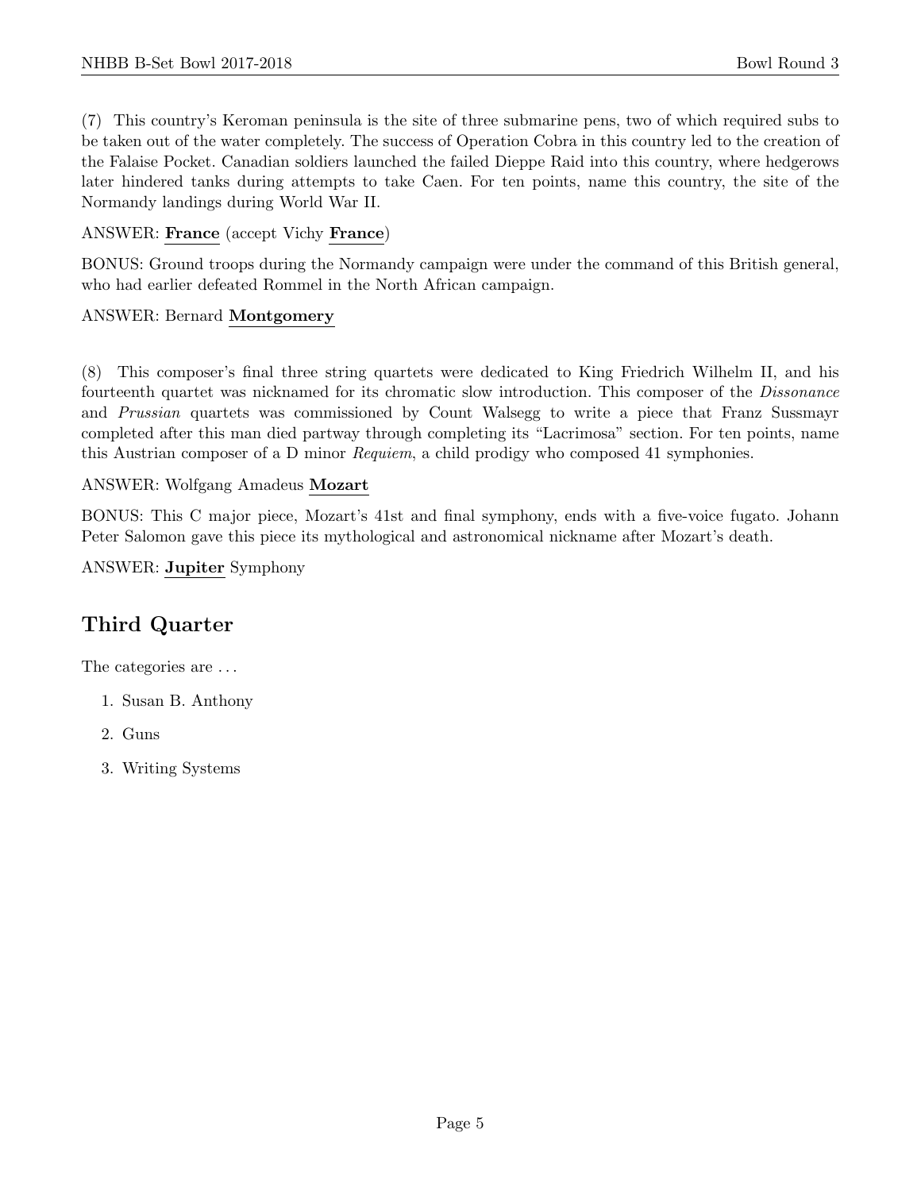(7) This country's Keroman peninsula is the site of three submarine pens, two of which required subs to be taken out of the water completely. The success of Operation Cobra in this country led to the creation of the Falaise Pocket. Canadian soldiers launched the failed Dieppe Raid into this country, where hedgerows later hindered tanks during attempts to take Caen. For ten points, name this country, the site of the Normandy landings during World War II.

ANSWER: **France** (accept Vichy **France**)

BONUS: Ground troops during the Normandy campaign were under the command of this British general, who had earlier defeated Rommel in the North African campaign.

ANSWER: Bernard **Montgomery**

(8) This composer's final three string quartets were dedicated to King Friedrich Wilhelm II, and his fourteenth quartet was nicknamed for its chromatic slow introduction. This composer of the *Dissonance* and *Prussian* quartets was commissioned by Count Walsegg to write a piece that Franz Sussmayr completed after this man died partway through completing its "Lacrimosa" section. For ten points, name this Austrian composer of a D minor *Requiem*, a child prodigy who composed 41 symphonies.

ANSWER: Wolfgang Amadeus **Mozart**

BONUS: This C major piece, Mozart's 41st and final symphony, ends with a five-voice fugato. Johann Peter Salomon gave this piece its mythological and astronomical nickname after Mozart's death.

ANSWER: **Jupiter** Symphony

## Third Quarter

The categories are ...

1. Susan B. Anthony
2. Guns
3. Writing Systems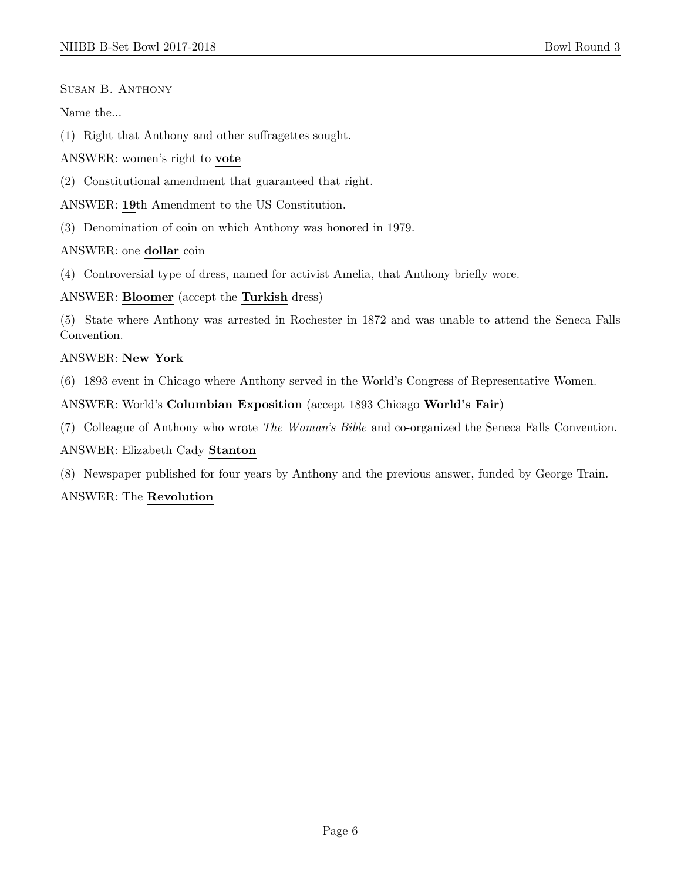Susan B. Anthony

Name the...

(1) Right that Anthony and other suffragettes sought.

ANSWER: women's right to **vote**

(2) Constitutional amendment that guaranteed that right.

ANSWER: **19**th Amendment to the US Constitution.

(3) Denomination of coin on which Anthony was honored in 1979.

ANSWER: one **dollar** coin

(4) Controversial type of dress, named for activist Amelia, that Anthony briefly wore.

ANSWER: **Bloomer** (accept the **Turkish** dress)

(5) State where Anthony was arrested in Rochester in 1872 and was unable to attend the Seneca Falls Convention.

ANSWER: **New York**

(6) 1893 event in Chicago where Anthony served in the World's Congress of Representative Women.

ANSWER: World's **Columbian Exposition** (accept 1893 Chicago **World's Fair**)

(7) Colleague of Anthony who wrote *The Woman's Bible* and co-organized the Seneca Falls Convention.

ANSWER: Elizabeth Cady **Stanton**

(8) Newspaper published for four years by Anthony and the previous answer, funded by George Train.

ANSWER: The **Revolution**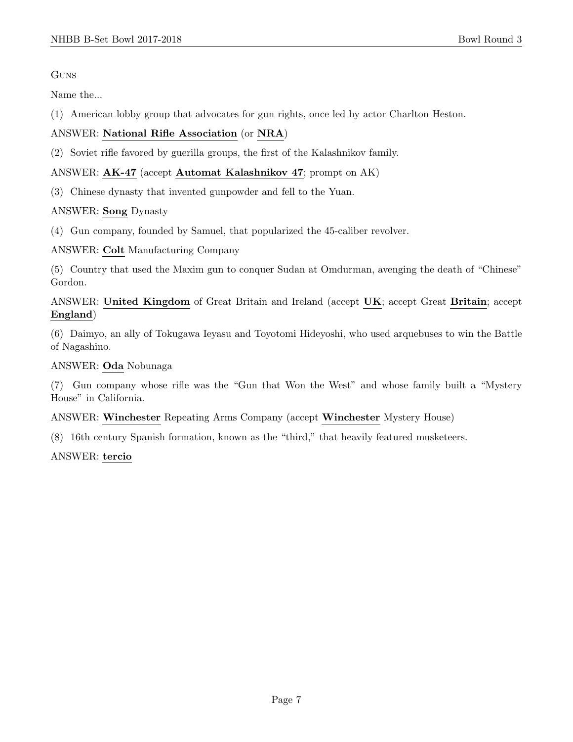Guns

Name the...

(1) American lobby group that advocates for gun rights, once led by actor Charlton Heston.

ANSWER: **National Rifle Association** (or **NRA**)

(2) Soviet rifle favored by guerilla groups, the first of the Kalashnikov family.

ANSWER: **AK-47** (accept **Automat Kalashnikov 47**; prompt on AK)

(3) Chinese dynasty that invented gunpowder and fell to the Yuan.

ANSWER: **Song** Dynasty

(4) Gun company, founded by Samuel, that popularized the 45-caliber revolver.

ANSWER: **Colt** Manufacturing Company

(5) Country that used the Maxim gun to conquer Sudan at Omdurman, avenging the death of "Chinese" Gordon.

ANSWER: **United Kingdom** of Great Britain and Ireland (accept **UK**; accept Great **Britain**; accept **England**)

(6) Daimyo, an ally of Tokugawa Ieyasu and Toyotomi Hideyoshi, who used arquebuses to win the Battle of Nagashino.

ANSWER: **Oda** Nobunaga

(7) Gun company whose rifle was the "Gun that Won the West" and whose family built a "Mystery House" in California.

ANSWER: **Winchester** Repeating Arms Company (accept **Winchester** Mystery House)

(8) 16th century Spanish formation, known as the "third," that heavily featured musketeers.

ANSWER: **tercio**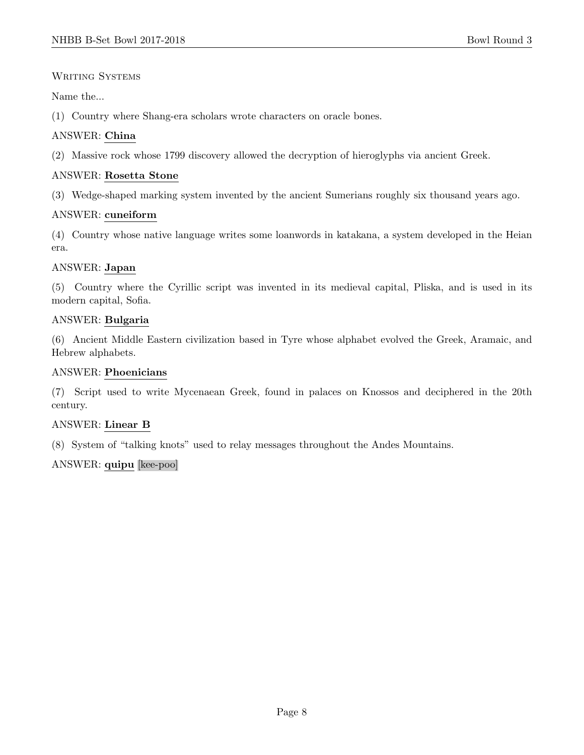Writing Systems

Name the...

(1) Country where Shang-era scholars wrote characters on oracle bones.

ANSWER: **China**

(2) Massive rock whose 1799 discovery allowed the decryption of hieroglyphs via ancient Greek.

ANSWER: **Rosetta Stone**

(3) Wedge-shaped marking system invented by the ancient Sumerians roughly six thousand years ago.

ANSWER: **cuneiform**

(4) Country whose native language writes some loanwords in katakana, a system developed in the Heian era.

ANSWER: **Japan**

(5) Country where the Cyrillic script was invented in its medieval capital, Pliska, and is used in its modern capital, Sofia.

ANSWER: **Bulgaria**

(6) Ancient Middle Eastern civilization based in Tyre whose alphabet evolved the Greek, Aramaic, and Hebrew alphabets.

ANSWER: **Phoenicians**

(7) Script used to write Mycenaean Greek, found in palaces on Knossos and deciphered in the 20th century.

ANSWER: **Linear B**

(8) System of "talking knots" used to relay messages throughout the Andes Mountains.

ANSWER: **quipu** [kee-poo]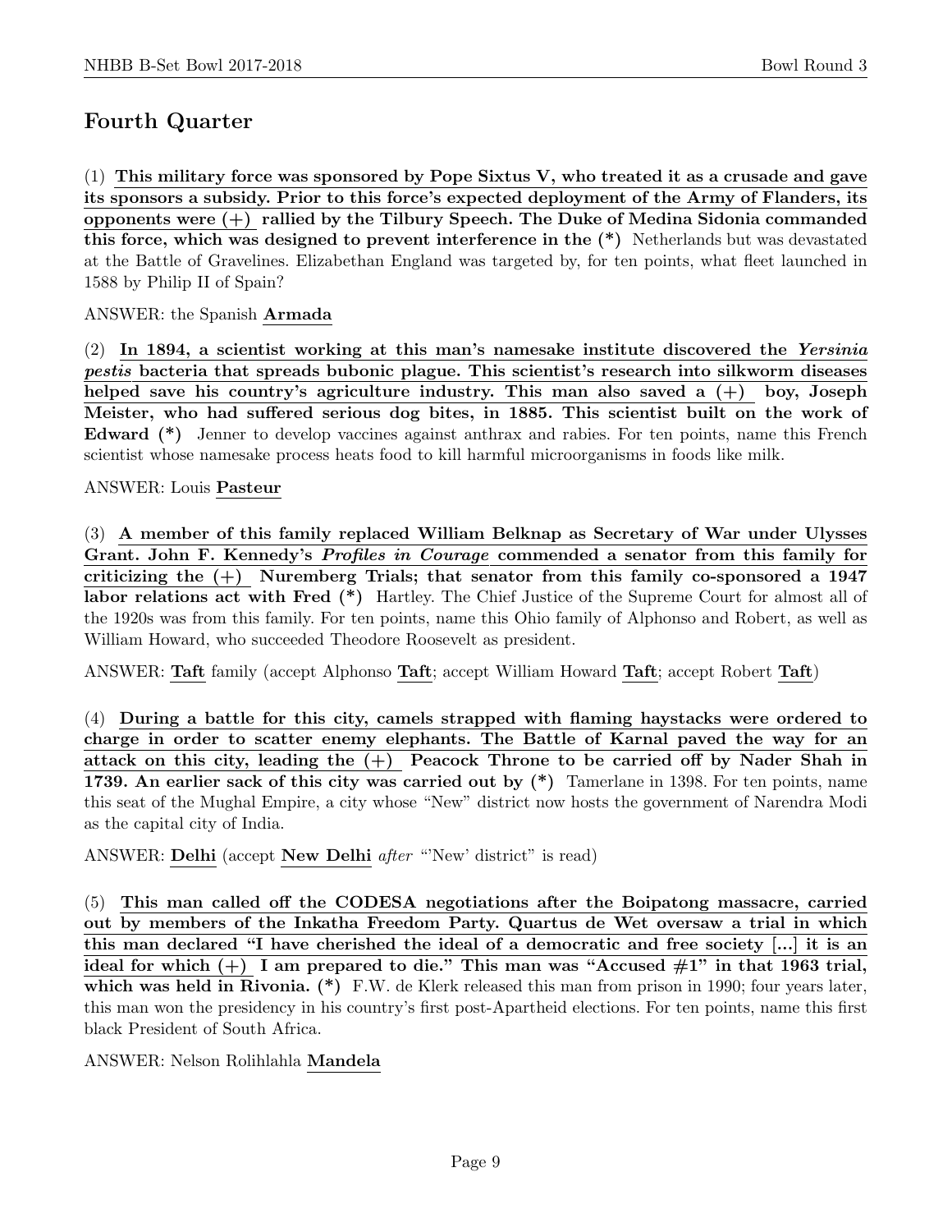## Fourth Quarter

(1) **This military force was sponsored by Pope Sixtus V, who treated it as a crusade and gave its sponsors a subsidy. Prior to this force's expected deployment of the Army of Flanders, its opponents were (+) rallied by the Tilbury Speech. The Duke of Medina Sidonia commanded this force, which was designed to prevent interference in the (*)** Netherlands but was devastated at the Battle of Gravelines. Elizabethan England was targeted by, for ten points, what fleet launched in 1588 by Philip II of Spain?

ANSWER: the Spanish **Armada**

(2) **In 1894, a scientist working at this man's namesake institute discovered the *Yersinia pestis* bacteria that spreads bubonic plague. This scientist's research into silkworm diseases helped save his country's agriculture industry. This man also saved a (+) boy, Joseph Meister, who had suffered serious dog bites, in 1885. This scientist built on the work of Edward (*)** Jenner to develop vaccines against anthrax and rabies. For ten points, name this French scientist whose namesake process heats food to kill harmful microorganisms in foods like milk.

ANSWER: Louis **Pasteur**

(3) **A member of this family replaced William Belknap as Secretary of War under Ulysses Grant. John F. Kennedy's *Profiles in Courage* commended a senator from this family for criticizing the (+) Nuremberg Trials; that senator from this family co-sponsored a 1947 labor relations act with Fred (*)** Hartley. The Chief Justice of the Supreme Court for almost all of the 1920s was from this family. For ten points, name this Ohio family of Alphonso and Robert, as well as William Howard, who succeeded Theodore Roosevelt as president.

ANSWER: **Taft** family (accept Alphonso **Taft**; accept William Howard **Taft**; accept Robert **Taft**)

(4) **During a battle for this city, camels strapped with flaming haystacks were ordered to charge in order to scatter enemy elephants. The Battle of Karnal paved the way for an attack on this city, leading the (+) Peacock Throne to be carried off by Nader Shah in 1739. An earlier sack of this city was carried out by (*)** Tamerlane in 1398. For ten points, name this seat of the Mughal Empire, a city whose "New" district now hosts the government of Narendra Modi as the capital city of India.

ANSWER: **Delhi** (accept **New Delhi** *after* "'New' district" is read)

(5) **This man called off the CODESA negotiations after the Boipatong massacre, carried out by members of the Inkatha Freedom Party. Quartus de Wet oversaw a trial in which this man declared "I have cherished the ideal of a democratic and free society [...] it is an ideal for which (+) I am prepared to die." This man was "Accused #1" in that 1963 trial, which was held in Rivonia. (*)** F.W. de Klerk released this man from prison in 1990; four years later, this man won the presidency in his country's first post-Apartheid elections. For ten points, name this first black President of South Africa.

ANSWER: Nelson Rolihlahla **Mandela**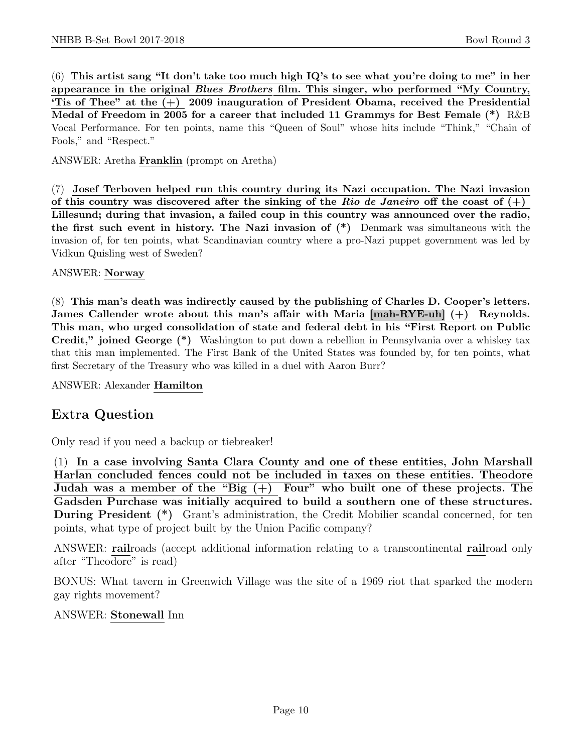(6) **This artist sang "It don't take too much high IQ's to see what you're doing to me" in her appearance in the original *Blues Brothers* film. This singer, who performed "My Country, 'Tis of Thee" at the (+) 2009 inauguration of President Obama, received the Presidential Medal of Freedom in 2005 for a career that included 11 Grammys for Best Female (*)** R&B Vocal Performance. For ten points, name this "Queen of Soul" whose hits include "Think," "Chain of Fools," and "Respect."

ANSWER: Aretha **Franklin** (prompt on Aretha)

(7) **Josef Terboven helped run this country during its Nazi occupation. The Nazi invasion of this country was discovered after the sinking of the *Rio de Janeiro* off the coast of (+) Lillesund; during that invasion, a failed coup in this country was announced over the radio, the first such event in history. The Nazi invasion of (*)** Denmark was simultaneous with the invasion of, for ten points, what Scandinavian country where a pro-Nazi puppet government was led by Vidkun Quisling west of Sweden?

ANSWER: **Norway**

(8) **This man's death was indirectly caused by the publishing of Charles D. Cooper's letters. James Callender wrote about this man's affair with Maria [mah-RYE-uh] (+) Reynolds. This man, who urged consolidation of state and federal debt in his "First Report on Public Credit," joined George (*)** Washington to put down a rebellion in Pennsylvania over a whiskey tax that this man implemented. The First Bank of the United States was founded by, for ten points, what first Secretary of the Treasury who was killed in a duel with Aaron Burr?

ANSWER: Alexander **Hamilton**

## Extra Question

Only read if you need a backup or tiebreaker!

(1) **In a case involving Santa Clara County and one of these entities, John Marshall Harlan concluded fences could not be included in taxes on these entities. Theodore Judah was a member of the "Big (+) Four" who built one of these projects. The Gadsden Purchase was initially acquired to build a southern one of these structures. During President (*)** Grant's administration, the Credit Mobilier scandal concerned, for ten points, what type of project built by the Union Pacific company?

ANSWER: **rail**roads (accept additional information relating to a transcontinental **rail**road only after "Theodore" is read)

BONUS: What tavern in Greenwich Village was the site of a 1969 riot that sparked the modern gay rights movement?

ANSWER: **Stonewall** Inn